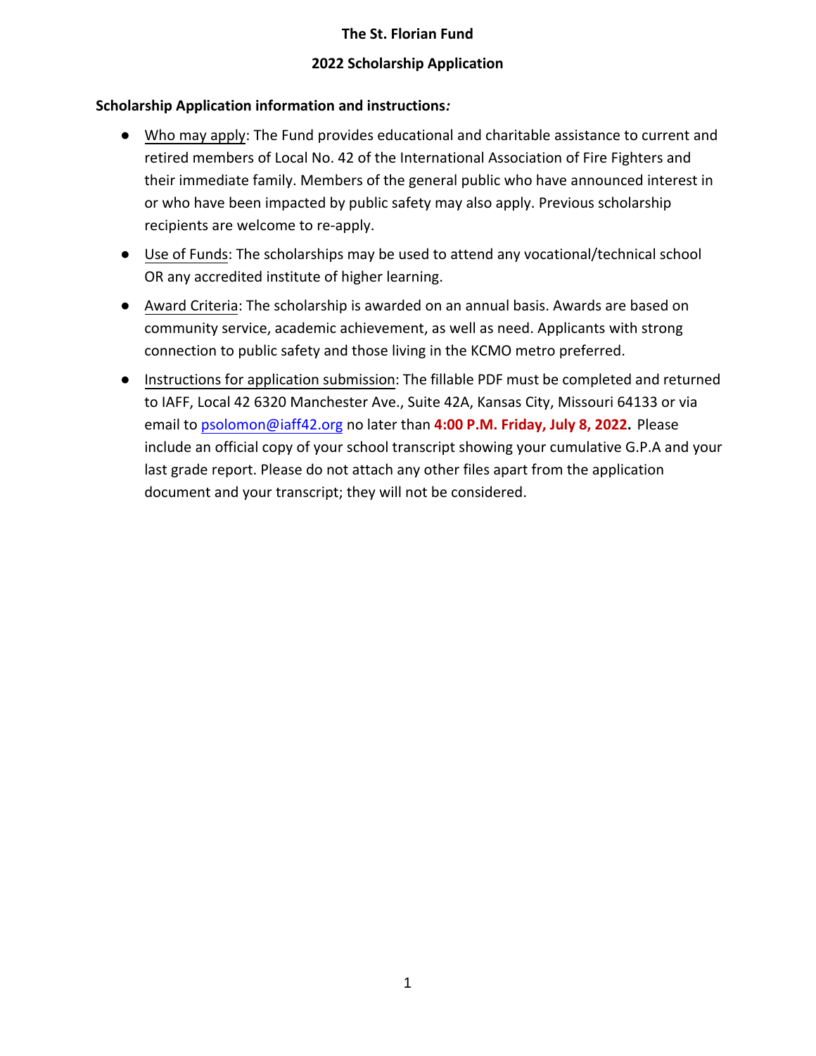# The St. Florian Fund

## 2022 Scholarship Application

**Scholarship Application information and instructions*:***

- Who may apply: The Fund provides educational and charitable assistance to current and retired members of Local No. 42 of the International Association of Fire Fighters and their immediate family. Members of the general public who have announced interest in or who have been impacted by public safety may also apply. Previous scholarship recipients are welcome to re-apply.
- Use of Funds: The scholarships may be used to attend any vocational/technical school OR any accredited institute of higher learning.
- Award Criteria: The scholarship is awarded on an annual basis. Awards are based on community service, academic achievement, as well as need. Applicants with strong connection to public safety and those living in the KCMO metro preferred.
- Instructions for application submission: The fillable PDF must be completed and returned to IAFF, Local 42 6320 Manchester Ave., Suite 42A, Kansas City, Missouri 64133 or via email to psolomon@iaff42.org no later than **4:00 P.M. Friday, July 8, 2022.** Please include an official copy of your school transcript showing your cumulative G.P.A and your last grade report. Please do not attach any other files apart from the application document and your transcript; they will not be considered.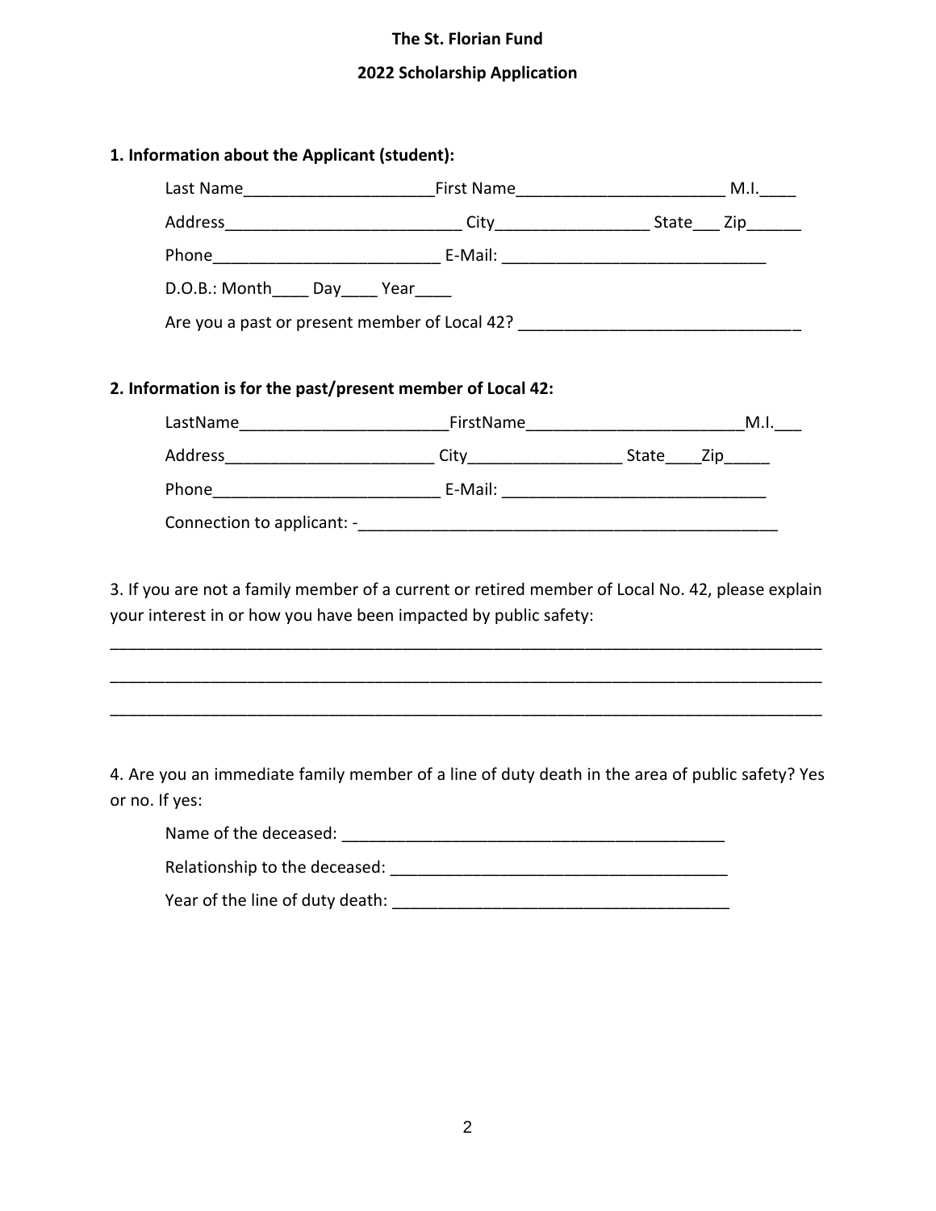**The St. Florian Fund**

**2022 Scholarship Application**

**1. Information about the Applicant (student):**

Last Name_____________________First Name_______________________ M.I.____

Address__________________________ City_________________ State___ Zip______

Phone_________________________ E-Mail: _____________________________

D.O.B.: Month____ Day____ Year____

Are you a past or present member of Local 42? ______________________________

**2. Information is for the past/present member of Local 42:**

LastName_______________________FirstName________________________M.I.___

Address_______________________ City_________________ State____Zip_____

Phone_________________________ E-Mail: _____________________________

Connection to applicant: -______________________________________________

3. If you are not a family member of a current or retired member of Local No. 42, please explain your interest in or how you have been impacted by public safety:

_______________________________________________________________________________

_______________________________________________________________________________

_______________________________________________________________________________

4. Are you an immediate family member of a line of duty death in the area of public safety? Yes or no. If yes:

Name of the deceased: ___________________________________________

Relationship to the deceased: _____________________________________

Year of the line of duty death: _____________________________________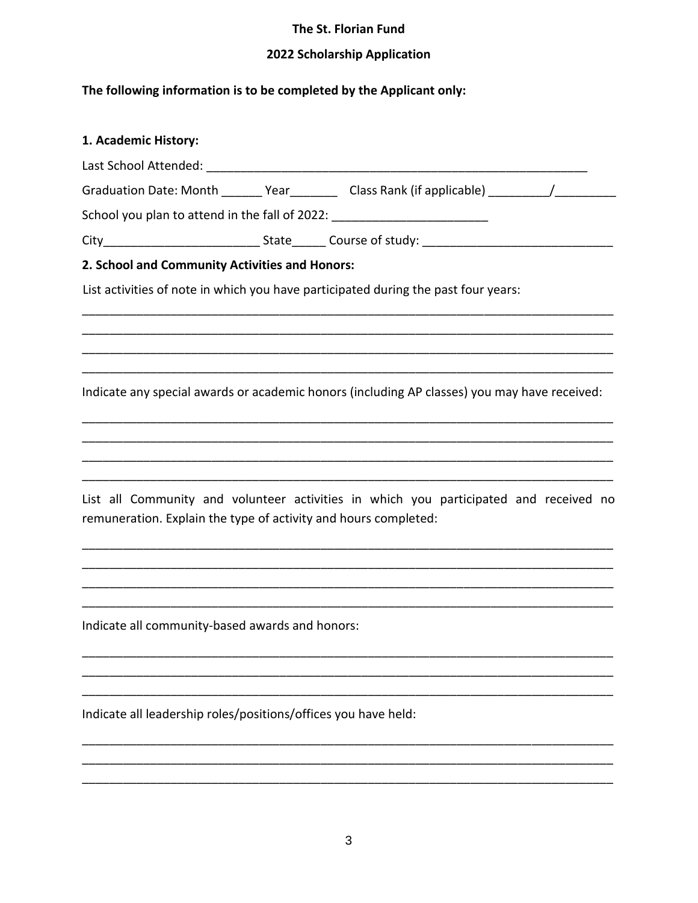**The St. Florian Fund**

**2022 Scholarship Application**

**The following information is to be completed by the Applicant only:**

**1. Academic History:**

Last School Attended: ___________________________________________________________

Graduation Date: Month ______ Year_______ Class Rank (if applicable) _________/_________

School you plan to attend in the fall of 2022: _______________________

City______________________ State_____ Course of study: ___________________________

**2. School and Community Activities and Honors:**

List activities of note in which you have participated during the past four years:

_____________________________________________________________________________
_____________________________________________________________________________
_____________________________________________________________________________
_____________________________________________________________________________

Indicate any special awards or academic honors (including AP classes) you may have received:

_____________________________________________________________________________
_____________________________________________________________________________
_____________________________________________________________________________
_____________________________________________________________________________

List all Community and volunteer activities in which you participated and received no remuneration. Explain the type of activity and hours completed:

_____________________________________________________________________________
_____________________________________________________________________________
_____________________________________________________________________________
_____________________________________________________________________________

Indicate all community-based awards and honors:

_____________________________________________________________________________
_____________________________________________________________________________
_____________________________________________________________________________

Indicate all leadership roles/positions/offices you have held:

_____________________________________________________________________________
_____________________________________________________________________________
_____________________________________________________________________________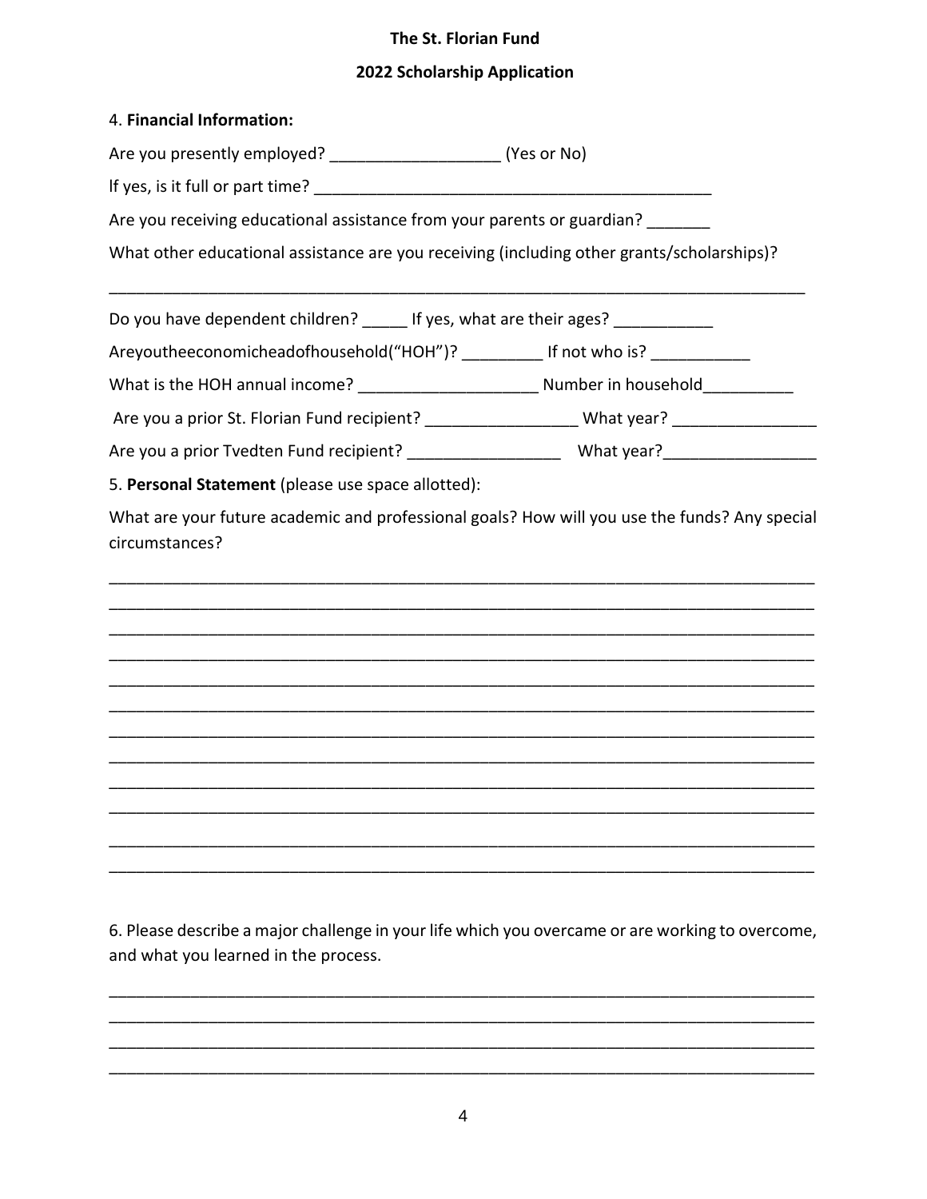**The St. Florian Fund**

**2022 Scholarship Application**

4. **Financial Information:**

Are you presently employed? ___________________ (Yes or No)

If yes, is it full or part time? _____________________________________________

Are you receiving educational assistance from your parents or guardian? _______

What other educational assistance are you receiving (including other grants/scholarships)?

_______________________________________________________________________________

Do you have dependent children? _____ If yes, what are their ages? ___________

Areyoutheeconomicheadofhousehold(“HOH”)? _________ If not who is? ___________

What is the HOH annual income? ____________________ Number in household__________

Are you a prior St. Florian Fund recipient? _________________ What year? ________________

Are you a prior Tvedten Fund recipient? _________________ What year?_________________

5. **Personal Statement** (please use space allotted):

What are your future academic and professional goals? How will you use the funds? Any special circumstances?

_______________________________________________________________________________
_______________________________________________________________________________
_______________________________________________________________________________
_______________________________________________________________________________
_______________________________________________________________________________
_______________________________________________________________________________
_______________________________________________________________________________
_______________________________________________________________________________
_______________________________________________________________________________
_______________________________________________________________________________
_______________________________________________________________________________
_______________________________________________________________________________

6. Please describe a major challenge in your life which you overcame or are working to overcome, and what you learned in the process.

_______________________________________________________________________________
_______________________________________________________________________________
_______________________________________________________________________________
_______________________________________________________________________________